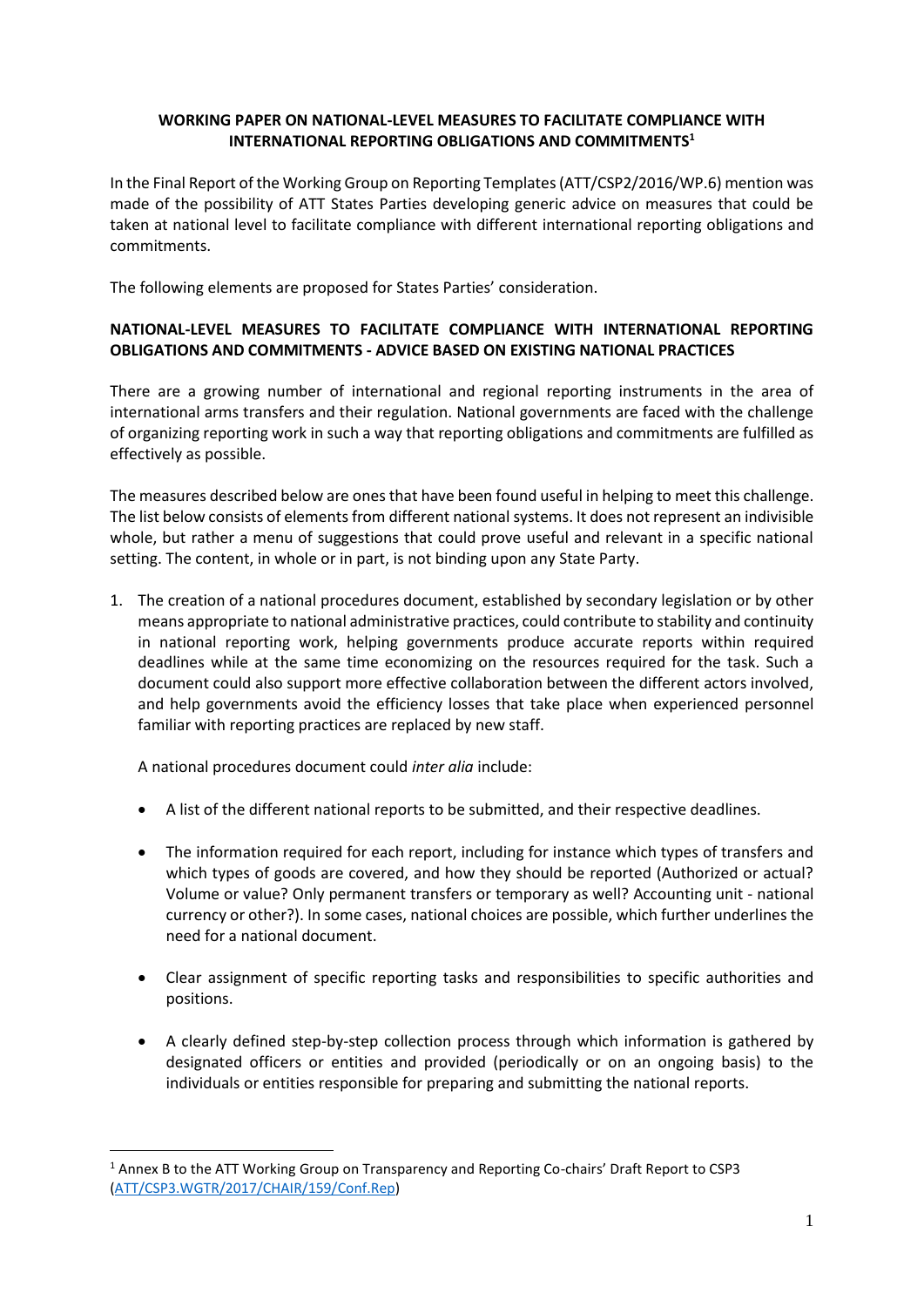**WORKING PAPER ON NATIONAL-LEVEL MEASURES TO FACILITATE COMPLIANCE WITH INTERNATIONAL REPORTING OBLIGATIONS AND COMMITMENTS[1]**

In the Final Report of the Working Group on Reporting Templates (ATT/CSP2/2016/WP.6) mention was made of the possibility of ATT States Parties developing generic advice on measures that could be taken at national level to facilitate compliance with different international reporting obligations and commitments.

The following elements are proposed for States Parties' consideration.

**NATIONAL-LEVEL MEASURES TO FACILITATE COMPLIANCE WITH INTERNATIONAL REPORTING OBLIGATIONS AND COMMITMENTS - ADVICE BASED ON EXISTING NATIONAL PRACTICES**

There are a growing number of international and regional reporting instruments in the area of international arms transfers and their regulation. National governments are faced with the challenge of organizing reporting work in such a way that reporting obligations and commitments are fulfilled as effectively as possible.

The measures described below are ones that have been found useful in helping to meet this challenge. The list below consists of elements from different national systems. It does not represent an indivisible whole, but rather a menu of suggestions that could prove useful and relevant in a specific national setting. The content, in whole or in part, is not binding upon any State Party.

1. The creation of a national procedures document, established by secondary legislation or by other means appropriate to national administrative practices, could contribute to stability and continuity in national reporting work, helping governments produce accurate reports within required deadlines while at the same time economizing on the resources required for the task. Such a document could also support more effective collaboration between the different actors involved, and help governments avoid the efficiency losses that take place when experienced personnel familiar with reporting practices are replaced by new staff.

   A national procedures document could *inter alia* include:

   - A list of the different national reports to be submitted, and their respective deadlines.
   - The information required for each report, including for instance which types of transfers and which types of goods are covered, and how they should be reported (Authorized or actual? Volume or value? Only permanent transfers or temporary as well? Accounting unit - national currency or other?). In some cases, national choices are possible, which further underlines the need for a national document.
   - Clear assignment of specific reporting tasks and responsibilities to specific authorities and positions.
   - A clearly defined step-by-step collection process through which information is gathered by designated officers or entities and provided (periodically or on an ongoing basis) to the individuals or entities responsible for preparing and submitting the national reports.

[1] Annex B to the ATT Working Group on Transparency and Reporting Co-chairs' Draft Report to CSP3 (ATT/CSP3.WGTR/2017/CHAIR/159/Conf.Rep)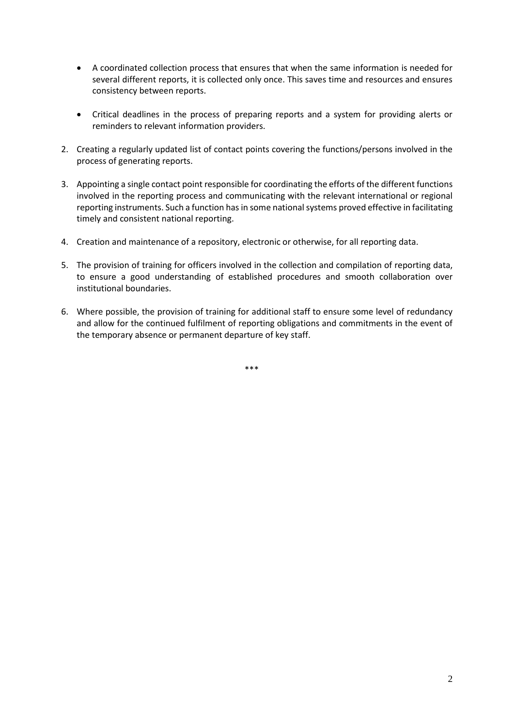- A coordinated collection process that ensures that when the same information is needed for several different reports, it is collected only once. This saves time and resources and ensures consistency between reports.

- Critical deadlines in the process of preparing reports and a system for providing alerts or reminders to relevant information providers.

2. Creating a regularly updated list of contact points covering the functions/persons involved in the process of generating reports.

3. Appointing a single contact point responsible for coordinating the efforts of the different functions involved in the reporting process and communicating with the relevant international or regional reporting instruments. Such a function has in some national systems proved effective in facilitating timely and consistent national reporting.

4. Creation and maintenance of a repository, electronic or otherwise, for all reporting data.

5. The provision of training for officers involved in the collection and compilation of reporting data, to ensure a good understanding of established procedures and smooth collaboration over institutional boundaries.

6. Where possible, the provision of training for additional staff to ensure some level of redundancy and allow for the continued fulfilment of reporting obligations and commitments in the event of the temporary absence or permanent departure of key staff.

***